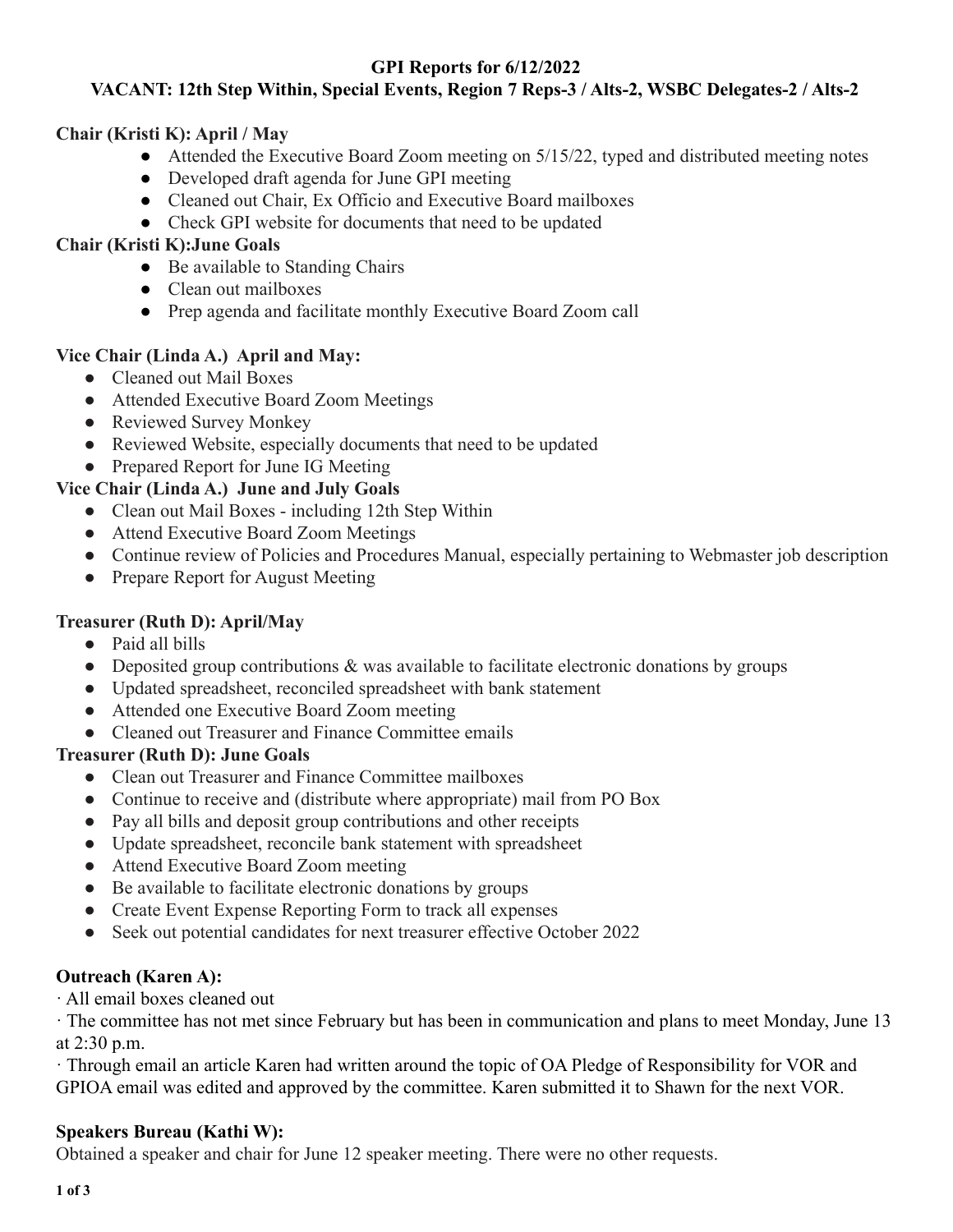# GPI Reports for 6/12/2022

## VACANT: 12th Step Within, Special Events, Region 7 Reps-3 / Alts-2, WSBC Delegates-2 / Alts-2

**Chair (Kristi K): April / May**

- Attended the Executive Board Zoom meeting on 5/15/22, typed and distributed meeting notes
- Developed draft agenda for June GPI meeting
- Cleaned out Chair, Ex Officio and Executive Board mailboxes
- Check GPI website for documents that need to be updated

**Chair (Kristi K):June Goals**

- Be available to Standing Chairs
- Clean out mailboxes
- Prep agenda and facilitate monthly Executive Board Zoom call

**Vice Chair (Linda A.) April and May:**

- Cleaned out Mail Boxes
- Attended Executive Board Zoom Meetings
- Reviewed Survey Monkey
- Reviewed Website, especially documents that need to be updated
- Prepared Report for June IG Meeting

**Vice Chair (Linda A.) June and July Goals**

- Clean out Mail Boxes - including 12th Step Within
- Attend Executive Board Zoom Meetings
- Continue review of Policies and Procedures Manual, especially pertaining to Webmaster job description
- Prepare Report for August Meeting

**Treasurer (Ruth D): April/May**

- Paid all bills
- Deposited group contributions & was available to facilitate electronic donations by groups
- Updated spreadsheet, reconciled spreadsheet with bank statement
- Attended one Executive Board Zoom meeting
- Cleaned out Treasurer and Finance Committee emails

**Treasurer (Ruth D): June Goals**

- Clean out Treasurer and Finance Committee mailboxes
- Continue to receive and (distribute where appropriate) mail from PO Box
- Pay all bills and deposit group contributions and other receipts
- Update spreadsheet, reconcile bank statement with spreadsheet
- Attend Executive Board Zoom meeting
- Be available to facilitate electronic donations by groups
- Create Event Expense Reporting Form to track all expenses
- Seek out potential candidates for next treasurer effective October 2022

**Outreach (Karen A):**

· All email boxes cleaned out

· The committee has not met since February but has been in communication and plans to meet Monday, June 13 at 2:30 p.m.

· Through email an article Karen had written around the topic of OA Pledge of Responsibility for VOR and GPIOA email was edited and approved by the committee. Karen submitted it to Shawn for the next VOR.

**Speakers Bureau (Kathi W):**

Obtained a speaker and chair for June 12 speaker meeting. There were no other requests.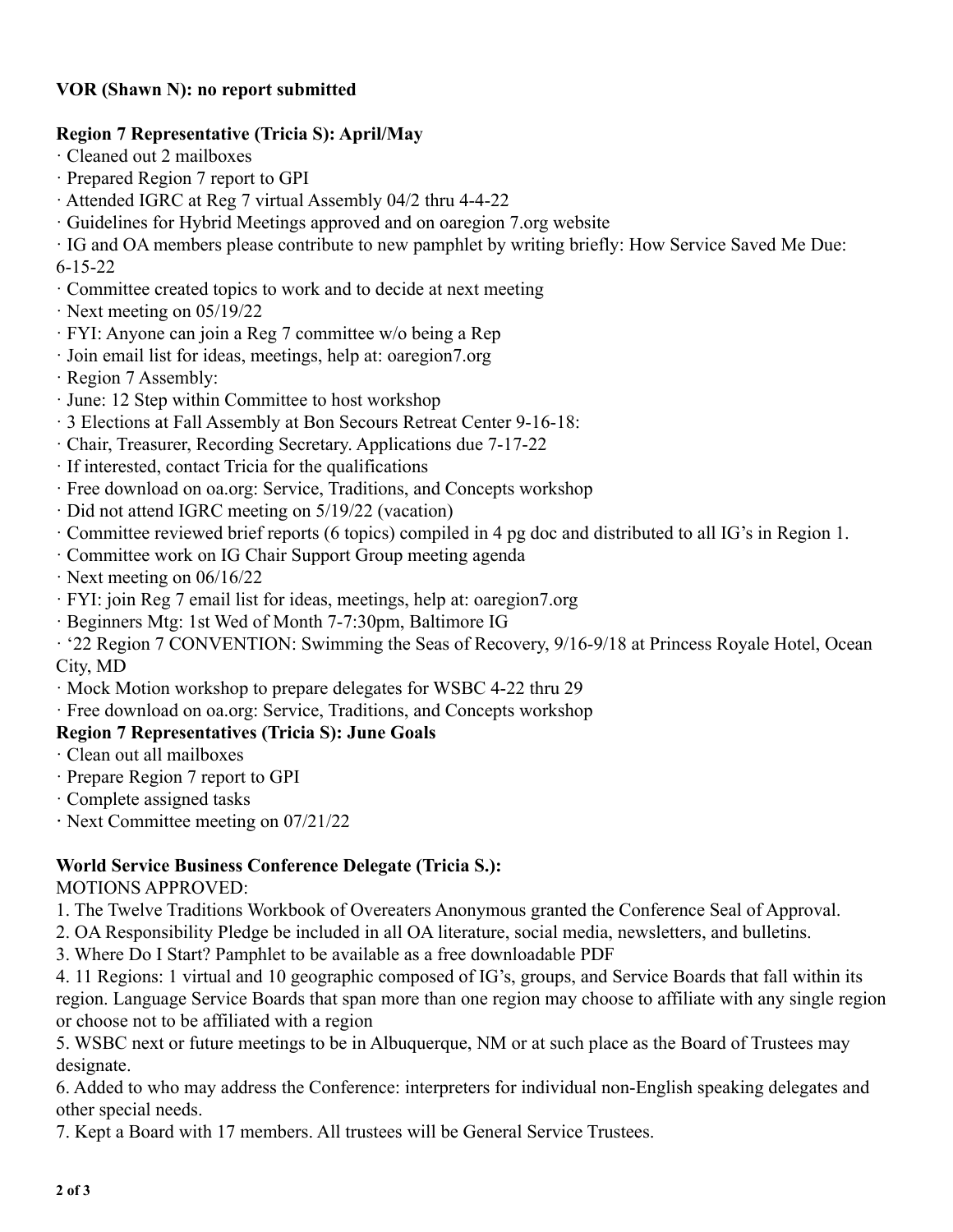**VOR (Shawn N): no report submitted**

**Region 7 Representative (Tricia S): April/May**

- Cleaned out 2 mailboxes
- Prepared Region 7 report to GPI
- Attended IGRC at Reg 7 virtual Assembly 04/2 thru 4-4-22
- Guidelines for Hybrid Meetings approved and on oaregion 7.org website
- IG and OA members please contribute to new pamphlet by writing briefly: How Service Saved Me Due: 6-15-22
- Committee created topics to work and to decide at next meeting
- Next meeting on 05/19/22
- FYI: Anyone can join a Reg 7 committee w/o being a Rep
- Join email list for ideas, meetings, help at: oaregion7.org
- Region 7 Assembly:
- June: 12 Step within Committee to host workshop
- 3 Elections at Fall Assembly at Bon Secours Retreat Center 9-16-18:
- Chair, Treasurer, Recording Secretary. Applications due 7-17-22
- If interested, contact Tricia for the qualifications
- Free download on oa.org: Service, Traditions, and Concepts workshop
- Did not attend IGRC meeting on 5/19/22 (vacation)
- Committee reviewed brief reports (6 topics) compiled in 4 pg doc and distributed to all IG's in Region 1.
- Committee work on IG Chair Support Group meeting agenda
- Next meeting on 06/16/22
- FYI: join Reg 7 email list for ideas, meetings, help at: oaregion7.org
- Beginners Mtg: 1st Wed of Month 7-7:30pm, Baltimore IG
- '22 Region 7 CONVENTION: Swimming the Seas of Recovery, 9/16-9/18 at Princess Royale Hotel, Ocean City, MD
- Mock Motion workshop to prepare delegates for WSBC 4-22 thru 29
- Free download on oa.org: Service, Traditions, and Concepts workshop

**Region 7 Representatives (Tricia S): June Goals**

- Clean out all mailboxes
- Prepare Region 7 report to GPI
- Complete assigned tasks
- Next Committee meeting on 07/21/22

**World Service Business Conference Delegate (Tricia S.):**

MOTIONS APPROVED:

1. The Twelve Traditions Workbook of Overeaters Anonymous granted the Conference Seal of Approval.
2. OA Responsibility Pledge be included in all OA literature, social media, newsletters, and bulletins.
3. Where Do I Start? Pamphlet to be available as a free downloadable PDF
4. 11 Regions: 1 virtual and 10 geographic composed of IG's, groups, and Service Boards that fall within its region. Language Service Boards that span more than one region may choose to affiliate with any single region or choose not to be affiliated with a region
5. WSBC next or future meetings to be in Albuquerque, NM or at such place as the Board of Trustees may designate.
6. Added to who may address the Conference: interpreters for individual non-English speaking delegates and other special needs.
7. Kept a Board with 17 members. All trustees will be General Service Trustees.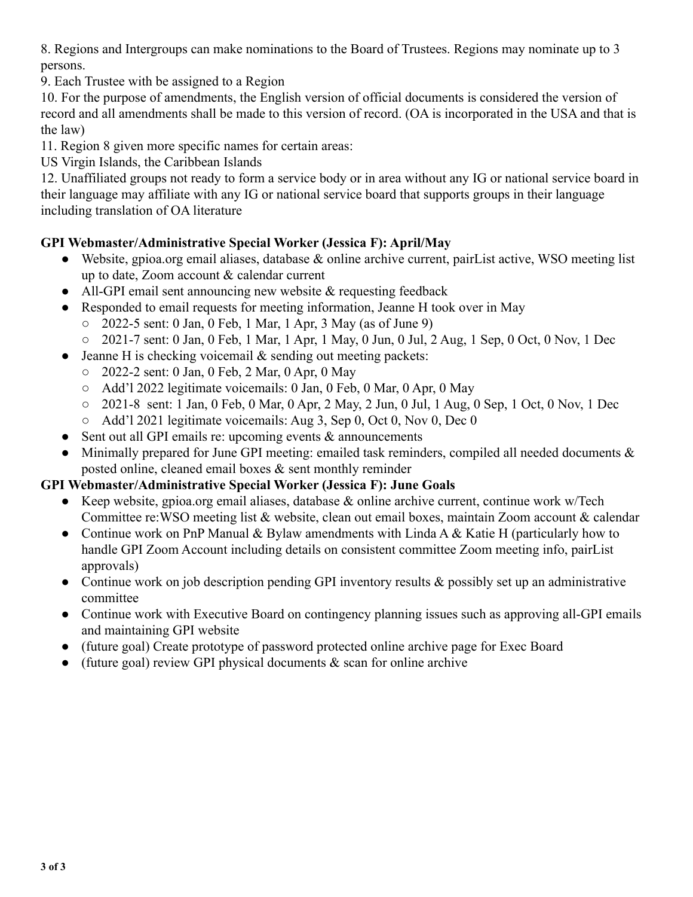8. Regions and Intergroups can make nominations to the Board of Trustees. Regions may nominate up to 3 persons.

9. Each Trustee with be assigned to a Region

10. For the purpose of amendments, the English version of official documents is considered the version of record and all amendments shall be made to this version of record. (OA is incorporated in the USA and that is the law)

11. Region 8 given more specific names for certain areas:
US Virgin Islands, the Caribbean Islands

12. Unaffiliated groups not ready to form a service body or in area without any IG or national service board in their language may affiliate with any IG or national service board that supports groups in their language including translation of OA literature

**GPI Webmaster/Administrative Special Worker (Jessica F): April/May**

- Website, gpioa.org email aliases, database & online archive current, pairList active, WSO meeting list up to date, Zoom account & calendar current
- All-GPI email sent announcing new website & requesting feedback
- Responded to email requests for meeting information, Jeanne H took over in May
  - 2022-5 sent: 0 Jan, 0 Feb, 1 Mar, 1 Apr, 3 May (as of June 9)
  - 2021-7 sent: 0 Jan, 0 Feb, 1 Mar, 1 Apr, 1 May, 0 Jun, 0 Jul, 2 Aug, 1 Sep, 0 Oct, 0 Nov, 1 Dec
- Jeanne H is checking voicemail & sending out meeting packets:
  - 2022-2 sent: 0 Jan, 0 Feb, 2 Mar, 0 Apr, 0 May
  - Add'l 2022 legitimate voicemails: 0 Jan, 0 Feb, 0 Mar, 0 Apr, 0 May
  - 2021-8 sent: 1 Jan, 0 Feb, 0 Mar, 0 Apr, 2 May, 2 Jun, 0 Jul, 1 Aug, 0 Sep, 1 Oct, 0 Nov, 1 Dec
  - Add'l 2021 legitimate voicemails: Aug 3, Sep 0, Oct 0, Nov 0, Dec 0
- Sent out all GPI emails re: upcoming events & announcements
- Minimally prepared for June GPI meeting: emailed task reminders, compiled all needed documents & posted online, cleaned email boxes & sent monthly reminder

**GPI Webmaster/Administrative Special Worker (Jessica F): June Goals**

- Keep website, gpioa.org email aliases, database & online archive current, continue work w/Tech Committee re:WSO meeting list & website, clean out email boxes, maintain Zoom account & calendar
- Continue work on PnP Manual & Bylaw amendments with Linda A & Katie H (particularly how to handle GPI Zoom Account including details on consistent committee Zoom meeting info, pairList approvals)
- Continue work on job description pending GPI inventory results & possibly set up an administrative committee
- Continue work with Executive Board on contingency planning issues such as approving all-GPI emails and maintaining GPI website
- (future goal) Create prototype of password protected online archive page for Exec Board
- (future goal) review GPI physical documents & scan for online archive